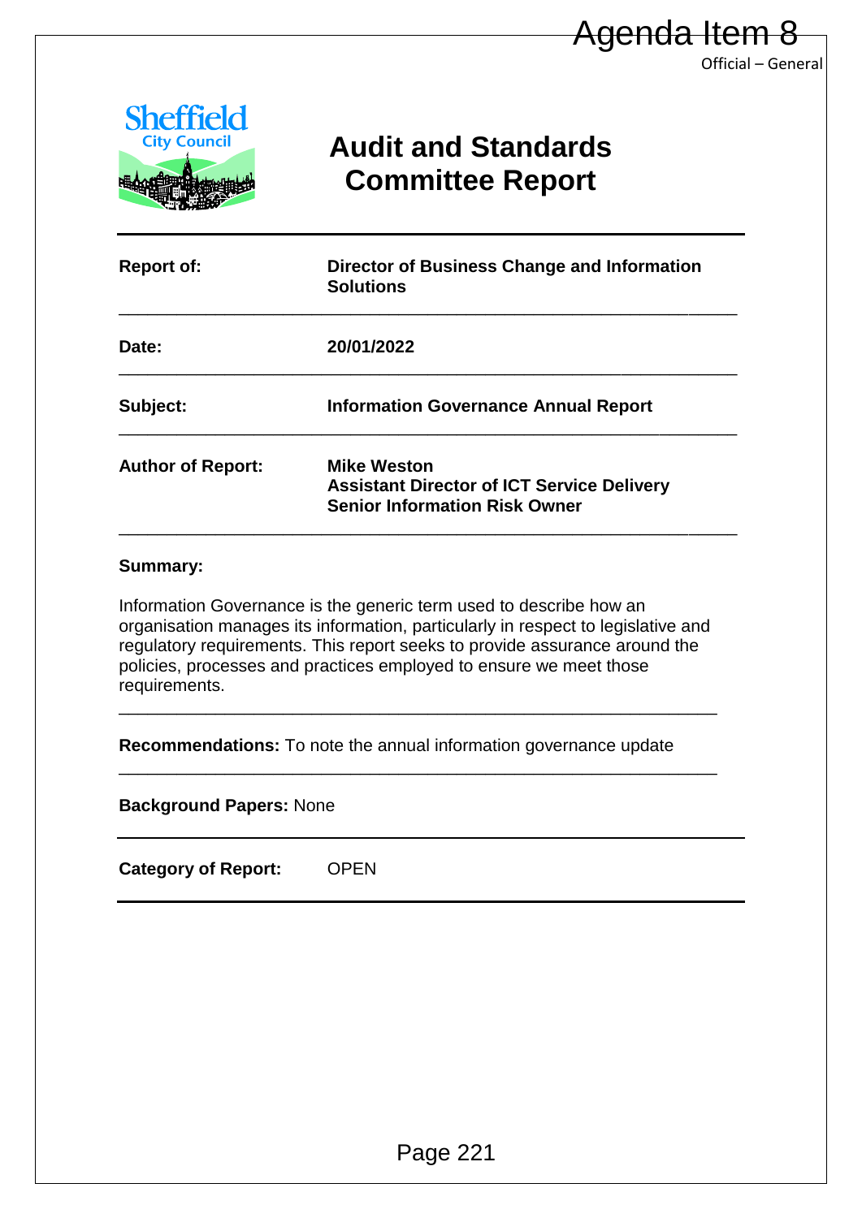Agenda Item 8

Official – General

# Audit and Standards Committee Report

| | |
|---|---|
| **Report of:** | **Director of Business Change and Information Solutions** |
| **Date:** | **20/01/2022** |
| **Subject:** | **Information Governance Annual Report** |
| **Author of Report:** | **Mike Weston**<br>**Assistant Director of ICT Service Delivery**<br>**Senior Information Risk Owner** |

**Summary:**

Information Governance is the generic term used to describe how an organisation manages its information, particularly in respect to legislative and regulatory requirements. This report seeks to provide assurance around the policies, processes and practices employed to ensure we meet those requirements.

---

**Recommendations:** To note the annual information governance update

---

**Background Papers:** None

---

**Category of Report:** OPEN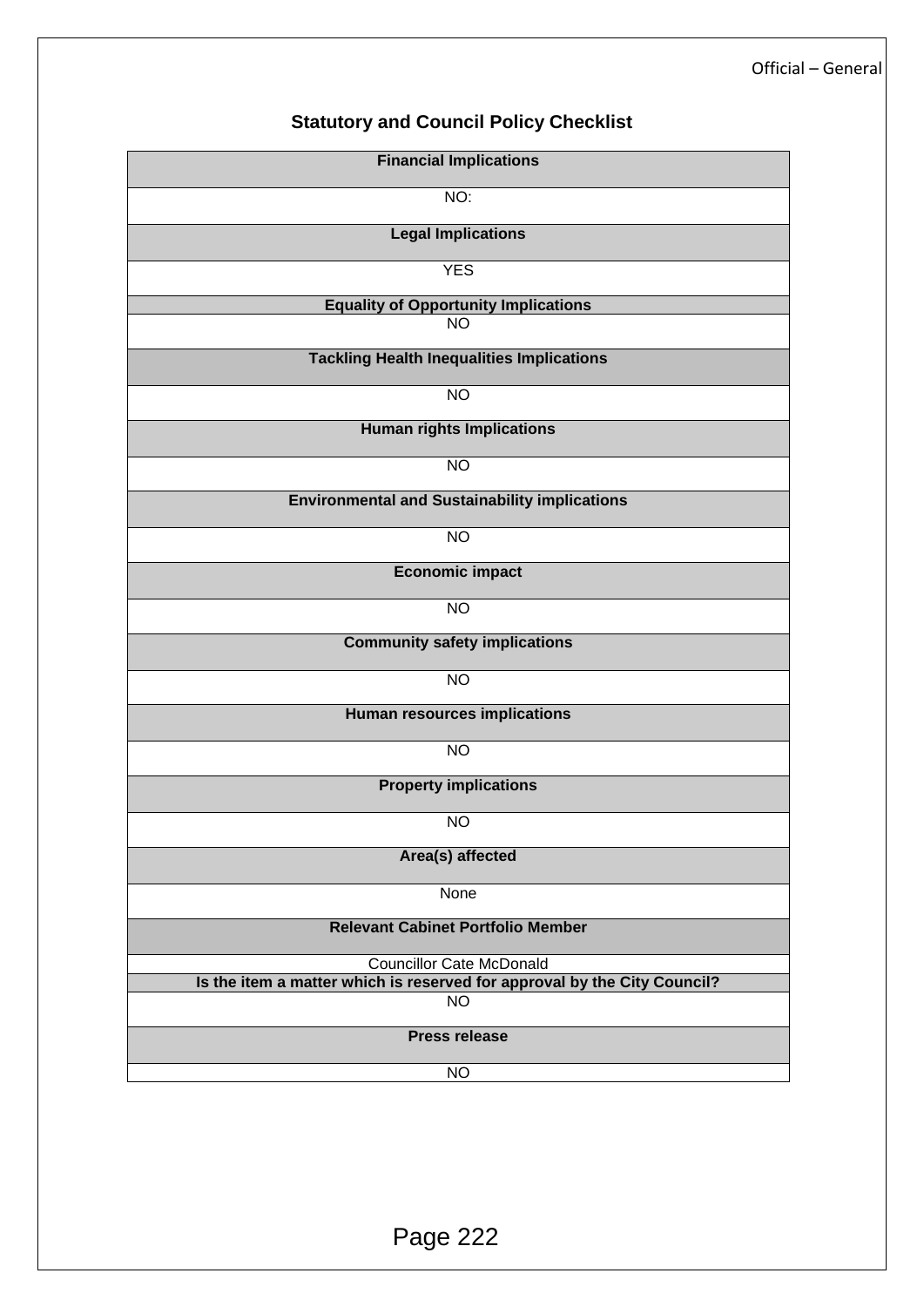## Statutory and Council Policy Checklist

| Financial Implications |
|---|
| NO: |
| **Legal Implications** |
| YES |
| **Equality of Opportunity Implications** |
| NO |
| **Tackling Health Inequalities Implications** |
| NO |
| **Human rights Implications** |
| NO |
| **Environmental and Sustainability implications** |
| NO |
| **Economic impact** |
| NO |
| **Community safety implications** |
| NO |
| **Human resources implications** |
| NO |
| **Property implications** |
| NO |
| **Area(s) affected** |
| None |
| **Relevant Cabinet Portfolio Member** |
| Councillor Cate McDonald |
| **Is the item a matter which is reserved for approval by the City Council?** |
| NO |
| **Press release** |
| NO |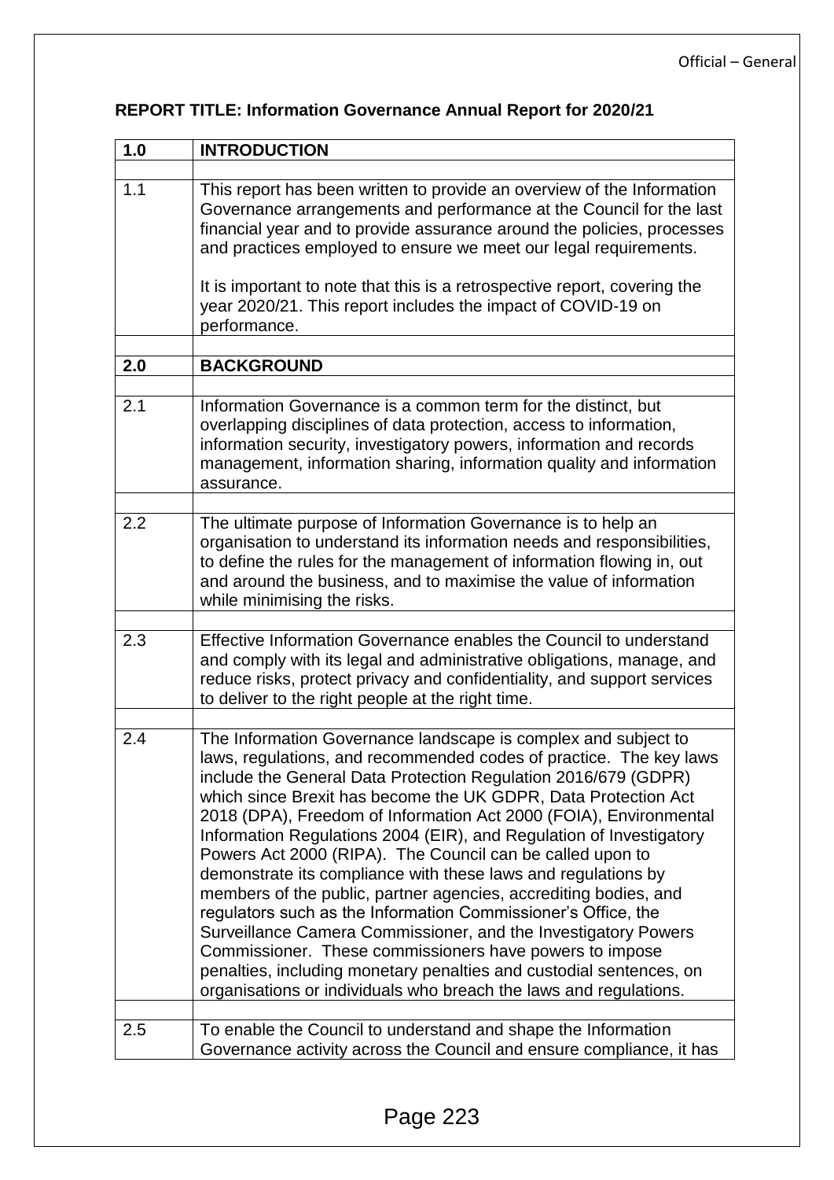**REPORT TITLE: Information Governance Annual Report for 2020/21**

| 1.0 | INTRODUCTION |
|---|---|
| 1.1 | This report has been written to provide an overview of the Information Governance arrangements and performance at the Council for the last financial year and to provide assurance around the policies, processes and practices employed to ensure we meet our legal requirements.<br><br>It is important to note that this is a retrospective report, covering the year 2020/21. This report includes the impact of COVID-19 on performance. |
| **2.0** | **BACKGROUND** |
| 2.1 | Information Governance is a common term for the distinct, but overlapping disciplines of data protection, access to information, information security, investigatory powers, information and records management, information sharing, information quality and information assurance. |
| 2.2 | The ultimate purpose of Information Governance is to help an organisation to understand its information needs and responsibilities, to define the rules for the management of information flowing in, out and around the business, and to maximise the value of information while minimising the risks. |
| 2.3 | Effective Information Governance enables the Council to understand and comply with its legal and administrative obligations, manage, and reduce risks, protect privacy and confidentiality, and support services to deliver to the right people at the right time. |
| 2.4 | The Information Governance landscape is complex and subject to laws, regulations, and recommended codes of practice. The key laws include the General Data Protection Regulation 2016/679 (GDPR) which since Brexit has become the UK GDPR, Data Protection Act 2018 (DPA), Freedom of Information Act 2000 (FOIA), Environmental Information Regulations 2004 (EIR), and Regulation of Investigatory Powers Act 2000 (RIPA). The Council can be called upon to demonstrate its compliance with these laws and regulations by members of the public, partner agencies, accrediting bodies, and regulators such as the Information Commissioner's Office, the Surveillance Camera Commissioner, and the Investigatory Powers Commissioner. These commissioners have powers to impose penalties, including monetary penalties and custodial sentences, on organisations or individuals who breach the laws and regulations. |
| 2.5 | To enable the Council to understand and shape the Information Governance activity across the Council and ensure compliance, it has |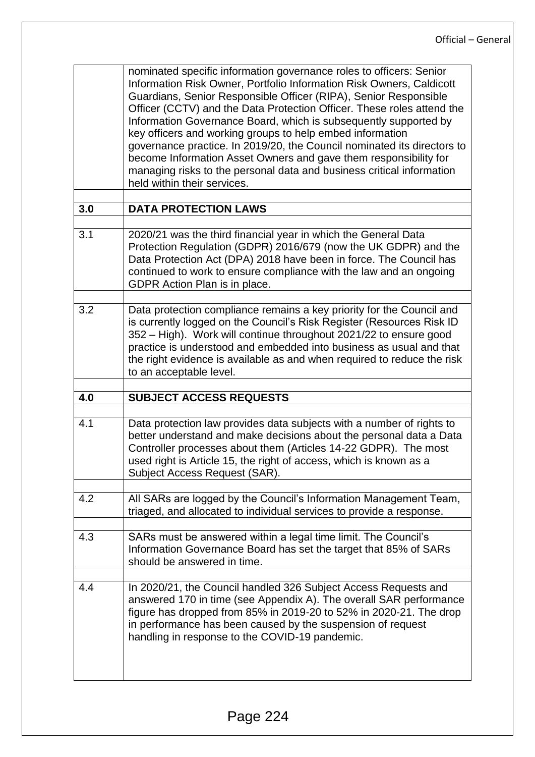nominated specific information governance roles to officers: Senior Information Risk Owner, Portfolio Information Risk Owners, Caldicott Guardians, Senior Responsible Officer (RIPA), Senior Responsible Officer (CCTV) and the Data Protection Officer. These roles attend the Information Governance Board, which is subsequently supported by key officers and working groups to help embed information governance practice. In 2019/20, the Council nominated its directors to become Information Asset Owners and gave them responsibility for managing risks to the personal data and business critical information held within their services.

## 3.0 DATA PROTECTION LAWS

3.1 2020/21 was the third financial year in which the General Data Protection Regulation (GDPR) 2016/679 (now the UK GDPR) and the Data Protection Act (DPA) 2018 have been in force. The Council has continued to work to ensure compliance with the law and an ongoing GDPR Action Plan is in place.

3.2 Data protection compliance remains a key priority for the Council and is currently logged on the Council's Risk Register (Resources Risk ID 352 – High). Work will continue throughout 2021/22 to ensure good practice is understood and embedded into business as usual and that the right evidence is available as and when required to reduce the risk to an acceptable level.

## 4.0 SUBJECT ACCESS REQUESTS

4.1 Data protection law provides data subjects with a number of rights to better understand and make decisions about the personal data a Data Controller processes about them (Articles 14-22 GDPR). The most used right is Article 15, the right of access, which is known as a Subject Access Request (SAR).

4.2 All SARs are logged by the Council's Information Management Team, triaged, and allocated to individual services to provide a response.

4.3 SARs must be answered within a legal time limit. The Council's Information Governance Board has set the target that 85% of SARs should be answered in time.

4.4 In 2020/21, the Council handled 326 Subject Access Requests and answered 170 in time (see Appendix A). The overall SAR performance figure has dropped from 85% in 2019-20 to 52% in 2020-21. The drop in performance has been caused by the suspension of request handling in response to the COVID-19 pandemic.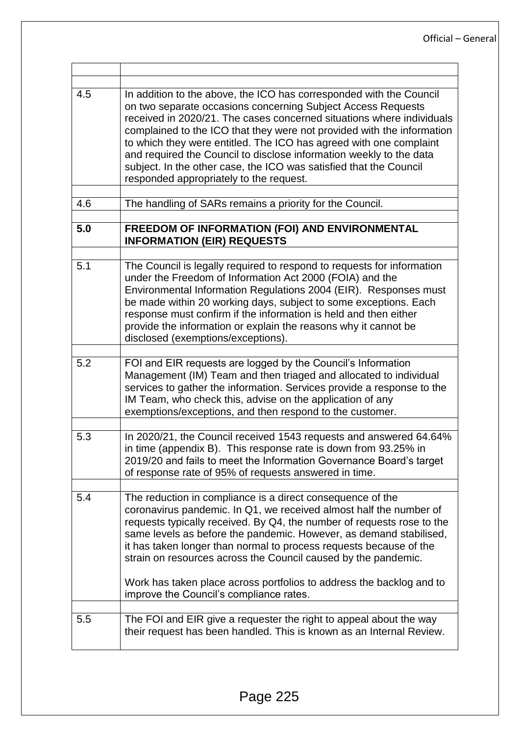| | |
|---|---|
| 4.5 | In addition to the above, the ICO has corresponded with the Council on two separate occasions concerning Subject Access Requests received in 2020/21. The cases concerned situations where individuals complained to the ICO that they were not provided with the information to which they were entitled. The ICO has agreed with one complaint and required the Council to disclose information weekly to the data subject. In the other case, the ICO was satisfied that the Council responded appropriately to the request. |
| | |
| 4.6 | The handling of SARs remains a priority for the Council. |
| | |
| **5.0** | **FREEDOM OF INFORMATION (FOI) AND ENVIRONMENTAL INFORMATION (EIR) REQUESTS** |
| | |
| 5.1 | The Council is legally required to respond to requests for information under the Freedom of Information Act 2000 (FOIA) and the Environmental Information Regulations 2004 (EIR). Responses must be made within 20 working days, subject to some exceptions. Each response must confirm if the information is held and then either provide the information or explain the reasons why it cannot be disclosed (exemptions/exceptions). |
| | |
| 5.2 | FOI and EIR requests are logged by the Council's Information Management (IM) Team and then triaged and allocated to individual services to gather the information. Services provide a response to the IM Team, who check this, advise on the application of any exemptions/exceptions, and then respond to the customer. |
| | |
| 5.3 | In 2020/21, the Council received 1543 requests and answered 64.64% in time (appendix B). This response rate is down from 93.25% in 2019/20 and fails to meet the Information Governance Board's target of response rate of 95% of requests answered in time. |
| | |
| 5.4 | The reduction in compliance is a direct consequence of the coronavirus pandemic. In Q1, we received almost half the number of requests typically received. By Q4, the number of requests rose to the same levels as before the pandemic. However, as demand stabilised, it has taken longer than normal to process requests because of the strain on resources across the Council caused by the pandemic.<br><br>Work has taken place across portfolios to address the backlog and to improve the Council's compliance rates. |
| | |
| 5.5 | The FOI and EIR give a requester the right to appeal about the way their request has been handled. This is known as an Internal Review. |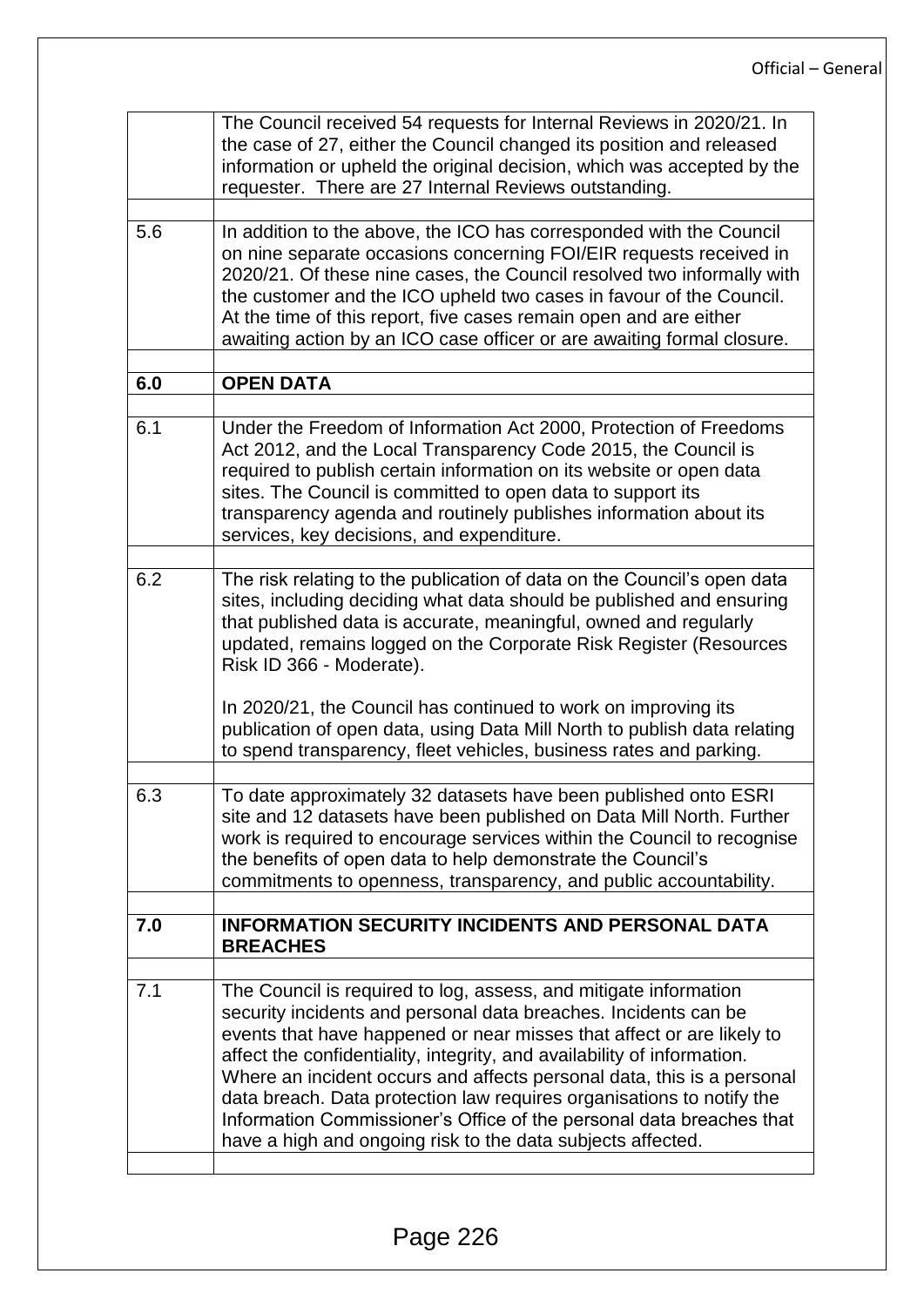|  |  |
|---|---|
|  | The Council received 54 requests for Internal Reviews in 2020/21. In the case of 27, either the Council changed its position and released information or upheld the original decision, which was accepted by the requester. There are 27 Internal Reviews outstanding. |
|  |  |
| 5.6 | In addition to the above, the ICO has corresponded with the Council on nine separate occasions concerning FOI/EIR requests received in 2020/21. Of these nine cases, the Council resolved two informally with the customer and the ICO upheld two cases in favour of the Council. At the time of this report, five cases remain open and are either awaiting action by an ICO case officer or are awaiting formal closure. |
|  |  |
| **6.0** | **OPEN DATA** |
|  |  |
| 6.1 | Under the Freedom of Information Act 2000, Protection of Freedoms Act 2012, and the Local Transparency Code 2015, the Council is required to publish certain information on its website or open data sites. The Council is committed to open data to support its transparency agenda and routinely publishes information about its services, key decisions, and expenditure. |
|  |  |
| 6.2 | The risk relating to the publication of data on the Council's open data sites, including deciding what data should be published and ensuring that published data is accurate, meaningful, owned and regularly updated, remains logged on the Corporate Risk Register (Resources Risk ID 366 - Moderate).<br><br>In 2020/21, the Council has continued to work on improving its publication of open data, using Data Mill North to publish data relating to spend transparency, fleet vehicles, business rates and parking. |
|  |  |
| 6.3 | To date approximately 32 datasets have been published onto ESRI site and 12 datasets have been published on Data Mill North. Further work is required to encourage services within the Council to recognise the benefits of open data to help demonstrate the Council's commitments to openness, transparency, and public accountability. |
|  |  |
| **7.0** | **INFORMATION SECURITY INCIDENTS AND PERSONAL DATA BREACHES** |
|  |  |
| 7.1 | The Council is required to log, assess, and mitigate information security incidents and personal data breaches. Incidents can be events that have happened or near misses that affect or are likely to affect the confidentiality, integrity, and availability of information. Where an incident occurs and affects personal data, this is a personal data breach. Data protection law requires organisations to notify the Information Commissioner's Office of the personal data breaches that have a high and ongoing risk to the data subjects affected. |
|  |  |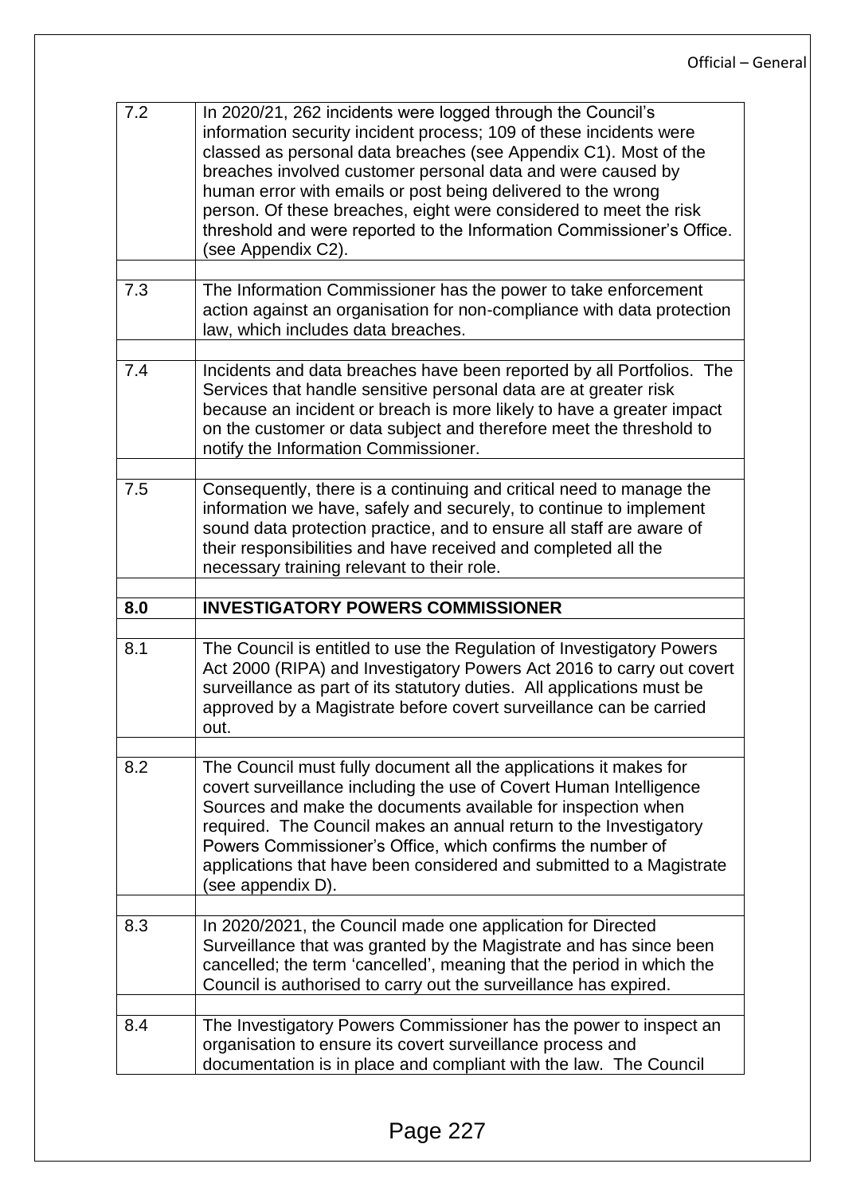| | |
|---|---|
| 7.2 | In 2020/21, 262 incidents were logged through the Council's information security incident process; 109 of these incidents were classed as personal data breaches (see Appendix C1). Most of the breaches involved customer personal data and were caused by human error with emails or post being delivered to the wrong person. Of these breaches, eight were considered to meet the risk threshold and were reported to the Information Commissioner's Office. (see Appendix C2). |
| | |
| 7.3 | The Information Commissioner has the power to take enforcement action against an organisation for non-compliance with data protection law, which includes data breaches. |
| | |
| 7.4 | Incidents and data breaches have been reported by all Portfolios. The Services that handle sensitive personal data are at greater risk because an incident or breach is more likely to have a greater impact on the customer or data subject and therefore meet the threshold to notify the Information Commissioner. |
| | |
| 7.5 | Consequently, there is a continuing and critical need to manage the information we have, safely and securely, to continue to implement sound data protection practice, and to ensure all staff are aware of their responsibilities and have received and completed all the necessary training relevant to their role. |
| | |
| **8.0** | **INVESTIGATORY POWERS COMMISSIONER** |
| | |
| 8.1 | The Council is entitled to use the Regulation of Investigatory Powers Act 2000 (RIPA) and Investigatory Powers Act 2016 to carry out covert surveillance as part of its statutory duties. All applications must be approved by a Magistrate before covert surveillance can be carried out. |
| | |
| 8.2 | The Council must fully document all the applications it makes for covert surveillance including the use of Covert Human Intelligence Sources and make the documents available for inspection when required. The Council makes an annual return to the Investigatory Powers Commissioner's Office, which confirms the number of applications that have been considered and submitted to a Magistrate (see appendix D). |
| | |
| 8.3 | In 2020/2021, the Council made one application for Directed Surveillance that was granted by the Magistrate and has since been cancelled; the term 'cancelled', meaning that the period in which the Council is authorised to carry out the surveillance has expired. |
| | |
| 8.4 | The Investigatory Powers Commissioner has the power to inspect an organisation to ensure its covert surveillance process and documentation is in place and compliant with the law. The Council |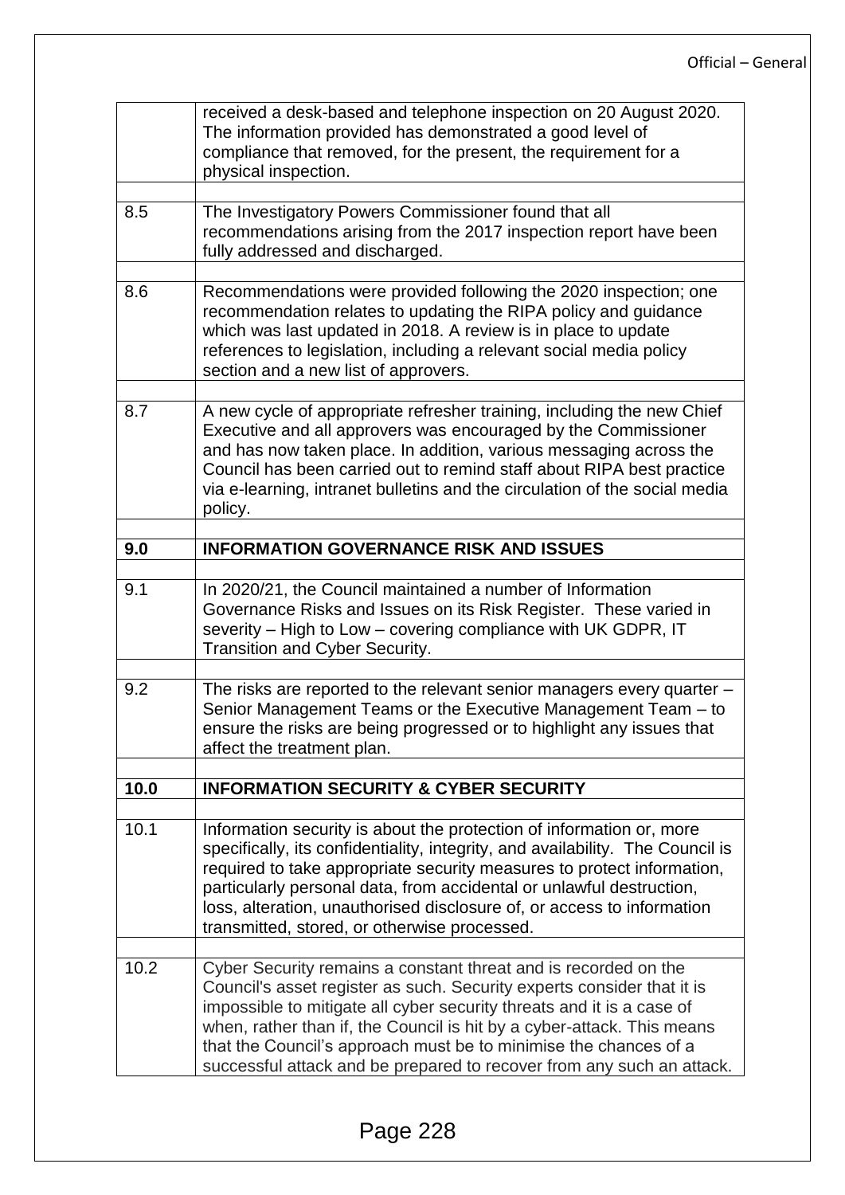| | |
|---|---|
| | received a desk-based and telephone inspection on 20 August 2020. The information provided has demonstrated a good level of compliance that removed, for the present, the requirement for a physical inspection. |
| 8.5 | The Investigatory Powers Commissioner found that all recommendations arising from the 2017 inspection report have been fully addressed and discharged. |
| 8.6 | Recommendations were provided following the 2020 inspection; one recommendation relates to updating the RIPA policy and guidance which was last updated in 2018. A review is in place to update references to legislation, including a relevant social media policy section and a new list of approvers. |
| 8.7 | A new cycle of appropriate refresher training, including the new Chief Executive and all approvers was encouraged by the Commissioner and has now taken place. In addition, various messaging across the Council has been carried out to remind staff about RIPA best practice via e-learning, intranet bulletins and the circulation of the social media policy. |
| **9.0** | **INFORMATION GOVERNANCE RISK AND ISSUES** |
| 9.1 | In 2020/21, the Council maintained a number of Information Governance Risks and Issues on its Risk Register. These varied in severity – High to Low – covering compliance with UK GDPR, IT Transition and Cyber Security. |
| 9.2 | The risks are reported to the relevant senior managers every quarter – Senior Management Teams or the Executive Management Team – to ensure the risks are being progressed or to highlight any issues that affect the treatment plan. |
| **10.0** | **INFORMATION SECURITY & CYBER SECURITY** |
| 10.1 | Information security is about the protection of information or, more specifically, its confidentiality, integrity, and availability. The Council is required to take appropriate security measures to protect information, particularly personal data, from accidental or unlawful destruction, loss, alteration, unauthorised disclosure of, or access to information transmitted, stored, or otherwise processed. |
| 10.2 | Cyber Security remains a constant threat and is recorded on the Council's asset register as such. Security experts consider that it is impossible to mitigate all cyber security threats and it is a case of when, rather than if, the Council is hit by a cyber-attack. This means that the Council's approach must be to minimise the chances of a successful attack and be prepared to recover from any such an attack. |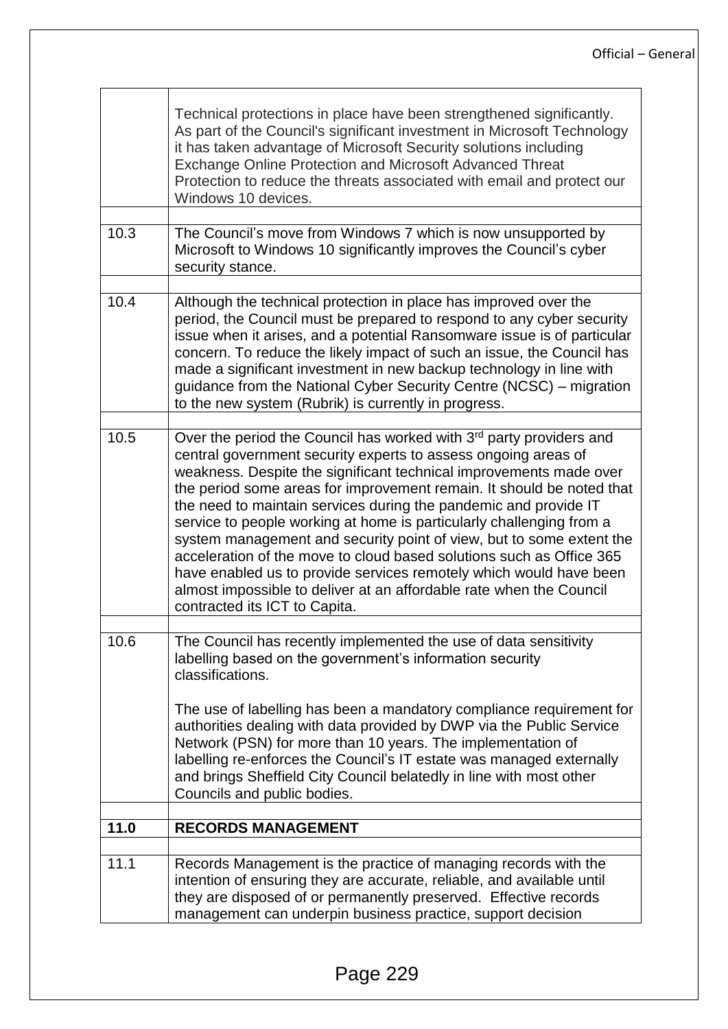| | |
|---|---|
| | Technical protections in place have been strengthened significantly. As part of the Council's significant investment in Microsoft Technology it has taken advantage of Microsoft Security solutions including Exchange Online Protection and Microsoft Advanced Threat Protection to reduce the threats associated with email and protect our Windows 10 devices. |
| | |
| 10.3 | The Council's move from Windows 7 which is now unsupported by Microsoft to Windows 10 significantly improves the Council's cyber security stance. |
| | |
| 10.4 | Although the technical protection in place has improved over the period, the Council must be prepared to respond to any cyber security issue when it arises, and a potential Ransomware issue is of particular concern. To reduce the likely impact of such an issue, the Council has made a significant investment in new backup technology in line with guidance from the National Cyber Security Centre (NCSC) – migration to the new system (Rubrik) is currently in progress. |
| | |
| 10.5 | Over the period the Council has worked with 3rd party providers and central government security experts to assess ongoing areas of weakness. Despite the significant technical improvements made over the period some areas for improvement remain. It should be noted that the need to maintain services during the pandemic and provide IT service to people working at home is particularly challenging from a system management and security point of view, but to some extent the acceleration of the move to cloud based solutions such as Office 365 have enabled us to provide services remotely which would have been almost impossible to deliver at an affordable rate when the Council contracted its ICT to Capita. |
| | |
| 10.6 | The Council has recently implemented the use of data sensitivity labelling based on the government's information security classifications.<br><br>The use of labelling has been a mandatory compliance requirement for authorities dealing with data provided by DWP via the Public Service Network (PSN) for more than 10 years. The implementation of labelling re-enforces the Council's IT estate was managed externally and brings Sheffield City Council belatedly in line with most other Councils and public bodies. |
| | |
| **11.0** | **RECORDS MANAGEMENT** |
| | |
| 11.1 | Records Management is the practice of managing records with the intention of ensuring they are accurate, reliable, and available until they are disposed of or permanently preserved. Effective records management can underpin business practice, support decision |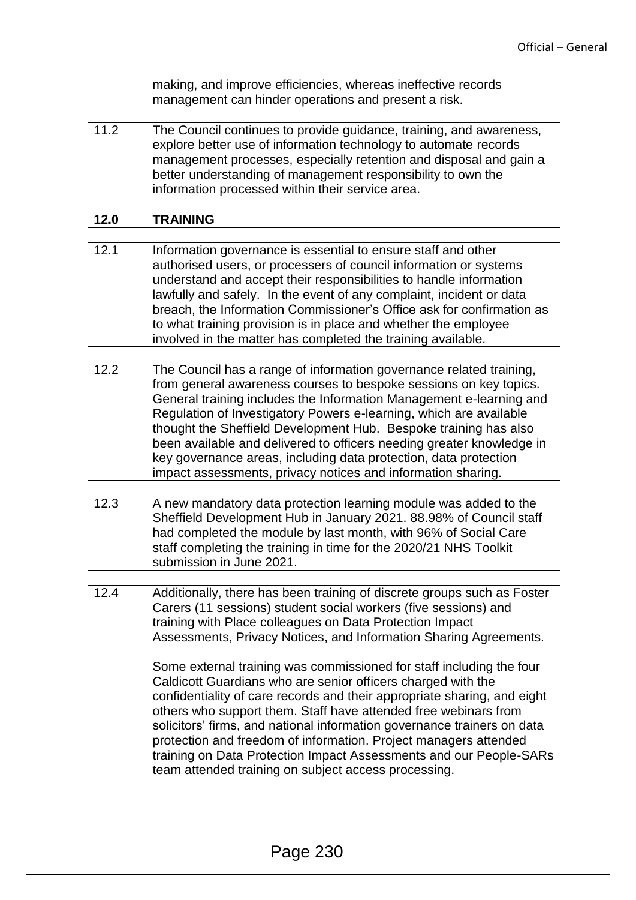| | |
|---|---|
| | making, and improve efficiencies, whereas ineffective records management can hinder operations and present a risk. |
| | |
| 11.2 | The Council continues to provide guidance, training, and awareness, explore better use of information technology to automate records management processes, especially retention and disposal and gain a better understanding of management responsibility to own the information processed within their service area. |
| | |
| **12.0** | **TRAINING** |
| | |
| 12.1 | Information governance is essential to ensure staff and other authorised users, or processers of council information or systems understand and accept their responsibilities to handle information lawfully and safely. In the event of any complaint, incident or data breach, the Information Commissioner's Office ask for confirmation as to what training provision is in place and whether the employee involved in the matter has completed the training available. |
| | |
| 12.2 | The Council has a range of information governance related training, from general awareness courses to bespoke sessions on key topics. General training includes the Information Management e-learning and Regulation of Investigatory Powers e-learning, which are available thought the Sheffield Development Hub. Bespoke training has also been available and delivered to officers needing greater knowledge in key governance areas, including data protection, data protection impact assessments, privacy notices and information sharing. |
| | |
| 12.3 | A new mandatory data protection learning module was added to the Sheffield Development Hub in January 2021. 88.98% of Council staff had completed the module by last month, with 96% of Social Care staff completing the training in time for the 2020/21 NHS Toolkit submission in June 2021. |
| | |
| 12.4 | Additionally, there has been training of discrete groups such as Foster Carers (11 sessions) student social workers (five sessions) and training with Place colleagues on Data Protection Impact Assessments, Privacy Notices, and Information Sharing Agreements.<br><br>Some external training was commissioned for staff including the four Caldicott Guardians who are senior officers charged with the confidentiality of care records and their appropriate sharing, and eight others who support them. Staff have attended free webinars from solicitors' firms, and national information governance trainers on data protection and freedom of information. Project managers attended training on Data Protection Impact Assessments and our People-SARs team attended training on subject access processing. |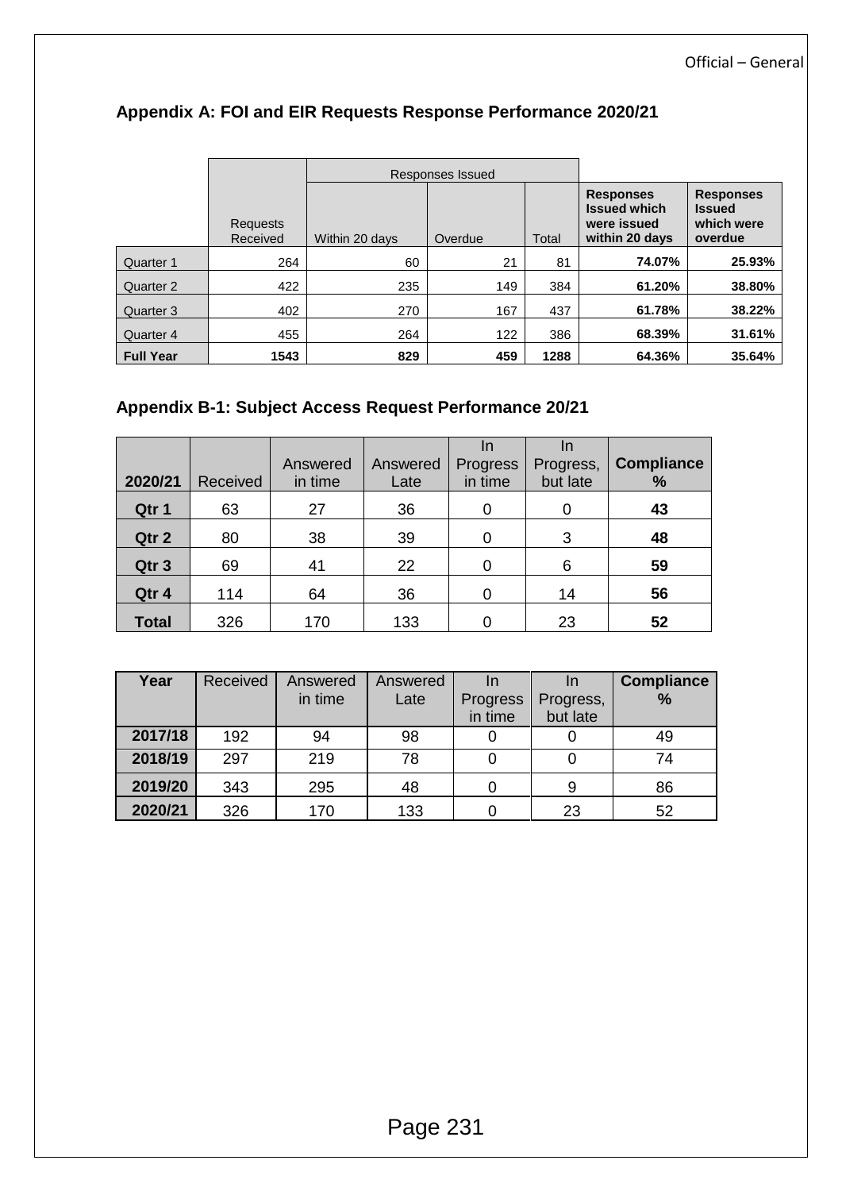## Appendix A: FOI and EIR Requests Response Performance 2020/21

| | Requests Received | Responses Issued | | | | |
|---|---|---|---|---|---|---|
| | | Within 20 days | Overdue | Total | **Responses Issued which were issued within 20 days** | **Responses Issued which were overdue** |
| Quarter 1 | 264 | 60 | 21 | 81 | **74.07%** | **25.93%** |
| Quarter 2 | 422 | 235 | 149 | 384 | **61.20%** | **38.80%** |
| Quarter 3 | 402 | 270 | 167 | 437 | **61.78%** | **38.22%** |
| Quarter 4 | 455 | 264 | 122 | 386 | **68.39%** | **31.61%** |
| **Full Year** | **1543** | **829** | **459** | **1288** | **64.36%** | **35.64%** |

## Appendix B-1: Subject Access Request Performance 20/21

| 2020/21 | Received | Answered in time | Answered Late | In Progress in time | In Progress, but late | Compliance % |
|---|---|---|---|---|---|---|
| **Qtr 1** | 63 | 27 | 36 | 0 | 0 | **43** |
| **Qtr 2** | 80 | 38 | 39 | 0 | 3 | **48** |
| **Qtr 3** | 69 | 41 | 22 | 0 | 6 | **59** |
| **Qtr 4** | 114 | 64 | 36 | 0 | 14 | **56** |
| **Total** | 326 | 170 | 133 | 0 | 23 | **52** |

| Year | Received | Answered in time | Answered Late | In Progress in time | In Progress, but late | Compliance % |
|---|---|---|---|---|---|---|
| **2017/18** | 192 | 94 | 98 | 0 | 0 | 49 |
| **2018/19** | 297 | 219 | 78 | 0 | 0 | 74 |
| **2019/20** | 343 | 295 | 48 | 0 | 9 | 86 |
| **2020/21** | 326 | 170 | 133 | 0 | 23 | 52 |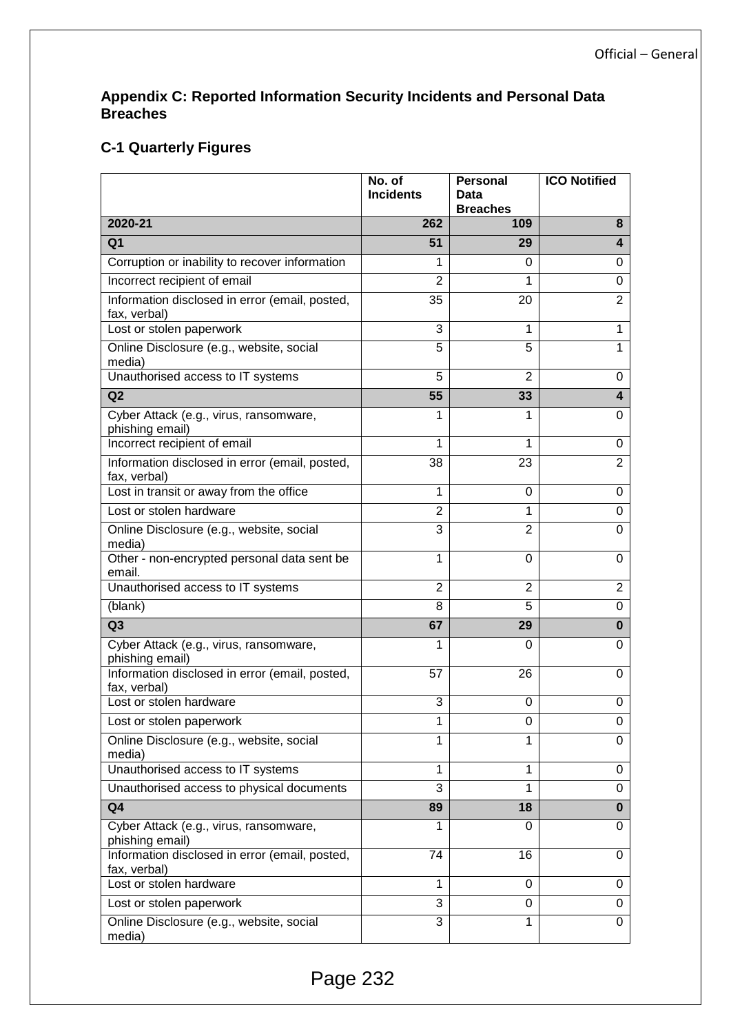## Appendix C: Reported Information Security Incidents and Personal Data Breaches

### C-1 Quarterly Figures

| | No. of Incidents | Personal Data Breaches | ICO Notified |
|---|---|---|---|
| **2020-21** | **262** | **109** | **8** |
| **Q1** | **51** | **29** | **4** |
| Corruption or inability to recover information | 1 | 0 | 0 |
| Incorrect recipient of email | 2 | 1 | 0 |
| Information disclosed in error (email, posted, fax, verbal) | 35 | 20 | 2 |
| Lost or stolen paperwork | 3 | 1 | 1 |
| Online Disclosure (e.g., website, social media) | 5 | 5 | 1 |
| Unauthorised access to IT systems | 5 | 2 | 0 |
| **Q2** | **55** | **33** | **4** |
| Cyber Attack (e.g., virus, ransomware, phishing email) | 1 | 1 | 0 |
| Incorrect recipient of email | 1 | 1 | 0 |
| Information disclosed in error (email, posted, fax, verbal) | 38 | 23 | 2 |
| Lost in transit or away from the office | 1 | 0 | 0 |
| Lost or stolen hardware | 2 | 1 | 0 |
| Online Disclosure (e.g., website, social media) | 3 | 2 | 0 |
| Other - non-encrypted personal data sent be email. | 1 | 0 | 0 |
| Unauthorised access to IT systems | 2 | 2 | 2 |
| (blank) | 8 | 5 | 0 |
| **Q3** | **67** | **29** | **0** |
| Cyber Attack (e.g., virus, ransomware, phishing email) | 1 | 0 | 0 |
| Information disclosed in error (email, posted, fax, verbal) | 57 | 26 | 0 |
| Lost or stolen hardware | 3 | 0 | 0 |
| Lost or stolen paperwork | 1 | 0 | 0 |
| Online Disclosure (e.g., website, social media) | 1 | 1 | 0 |
| Unauthorised access to IT systems | 1 | 1 | 0 |
| Unauthorised access to physical documents | 3 | 1 | 0 |
| **Q4** | **89** | **18** | **0** |
| Cyber Attack (e.g., virus, ransomware, phishing email) | 1 | 0 | 0 |
| Information disclosed in error (email, posted, fax, verbal) | 74 | 16 | 0 |
| Lost or stolen hardware | 1 | 0 | 0 |
| Lost or stolen paperwork | 3 | 0 | 0 |
| Online Disclosure (e.g., website, social media) | 3 | 1 | 0 |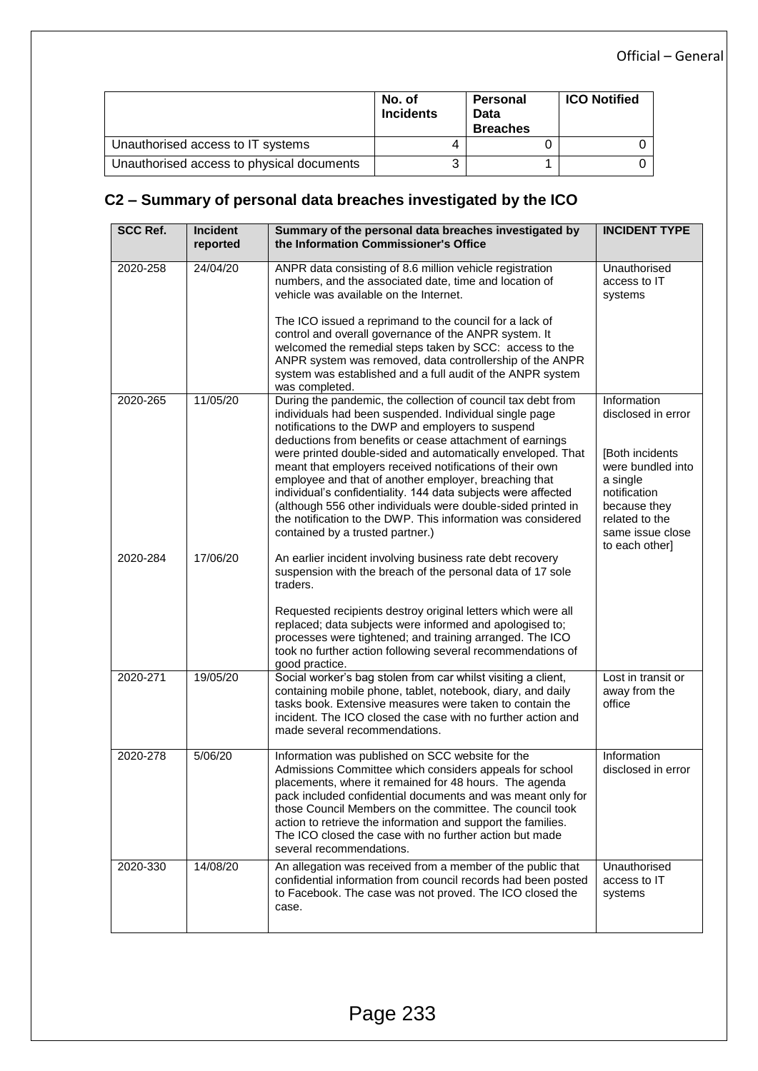| | No. of Incidents | Personal Data Breaches | ICO Notified |
|---|---|---|---|
| Unauthorised access to IT systems | 4 | 0 | 0 |
| Unauthorised access to physical documents | 3 | 1 | 0 |

## C2 – Summary of personal data breaches investigated by the ICO

| SCC Ref. | Incident reported | Summary of the personal data breaches investigated by the Information Commissioner's Office | INCIDENT TYPE |
|---|---|---|---|
| 2020-258 | 24/04/20 | ANPR data consisting of 8.6 million vehicle registration numbers, and the associated date, time and location of vehicle was available on the Internet.<br><br>The ICO issued a reprimand to the council for a lack of control and overall governance of the ANPR system. It welcomed the remedial steps taken by SCC: access to the ANPR system was removed, data controllership of the ANPR system was established and a full audit of the ANPR system was completed. | Unauthorised access to IT systems |
| 2020-265 | 11/05/20 | During the pandemic, the collection of council tax debt from individuals had been suspended. Individual single page notifications to the DWP and employers to suspend deductions from benefits or cease attachment of earnings were printed double-sided and automatically enveloped. That meant that employers received notifications of their own employee and that of another employer, breaching that individual's confidentiality. 144 data subjects were affected (although 556 other individuals were double-sided printed in the notification to the DWP. This information was considered contained by a trusted partner.) | Information disclosed in error<br><br>[Both incidents were bundled into a single notification because they related to the same issue close to each other] |
| 2020-284 | 17/06/20 | An earlier incident involving business rate debt recovery suspension with the breach of the personal data of 17 sole traders.<br><br>Requested recipients destroy original letters which were all replaced; data subjects were informed and apologised to; processes were tightened; and training arranged. The ICO took no further action following several recommendations of good practice. | |
| 2020-271 | 19/05/20 | Social worker's bag stolen from car whilst visiting a client, containing mobile phone, tablet, notebook, diary, and daily tasks book. Extensive measures were taken to contain the incident. The ICO closed the case with no further action and made several recommendations. | Lost in transit or away from the office |
| 2020-278 | 5/06/20 | Information was published on SCC website for the Admissions Committee which considers appeals for school placements, where it remained for 48 hours. The agenda pack included confidential documents and was meant only for those Council Members on the committee. The council took action to retrieve the information and support the families. The ICO closed the case with no further action but made several recommendations. | Information disclosed in error |
| 2020-330 | 14/08/20 | An allegation was received from a member of the public that confidential information from council records had been posted to Facebook. The case was not proved. The ICO closed the case. | Unauthorised access to IT systems |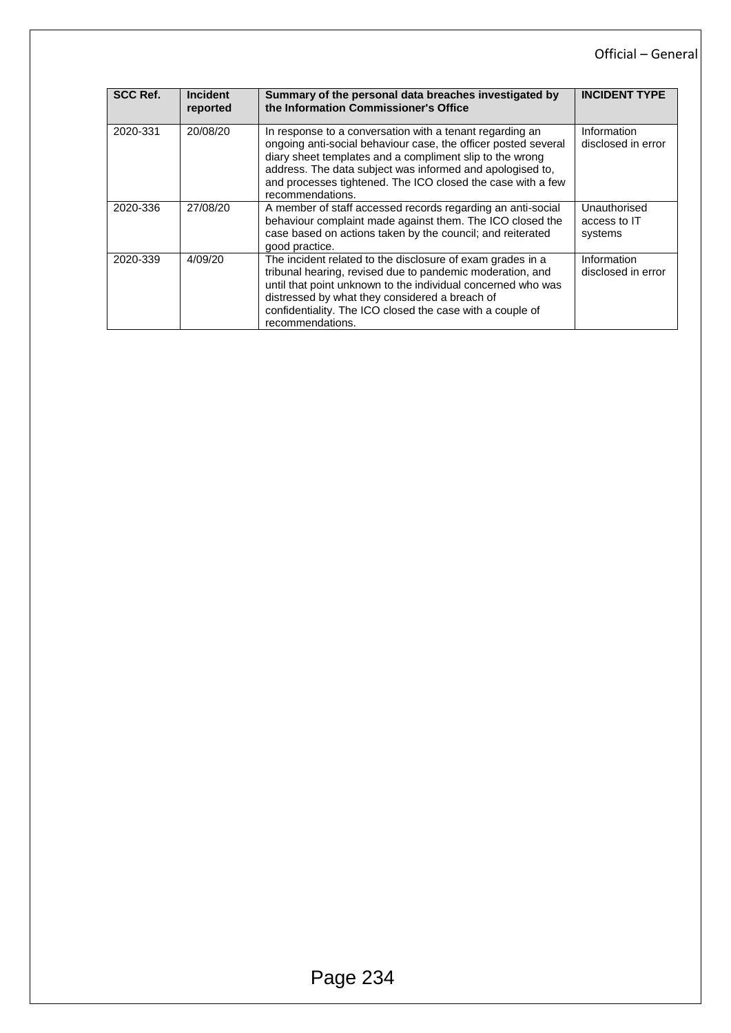| SCC Ref. | Incident reported | Summary of the personal data breaches investigated by the Information Commissioner's Office | INCIDENT TYPE |
|---|---|---|---|
| 2020-331 | 20/08/20 | In response to a conversation with a tenant regarding an ongoing anti-social behaviour case, the officer posted several diary sheet templates and a compliment slip to the wrong address. The data subject was informed and apologised to, and processes tightened. The ICO closed the case with a few recommendations. | Information disclosed in error |
| 2020-336 | 27/08/20 | A member of staff accessed records regarding an anti-social behaviour complaint made against them. The ICO closed the case based on actions taken by the council; and reiterated good practice. | Unauthorised access to IT systems |
| 2020-339 | 4/09/20 | The incident related to the disclosure of exam grades in a tribunal hearing, revised due to pandemic moderation, and until that point unknown to the individual concerned who was distressed by what they considered a breach of confidentiality. The ICO closed the case with a couple of recommendations. | Information disclosed in error |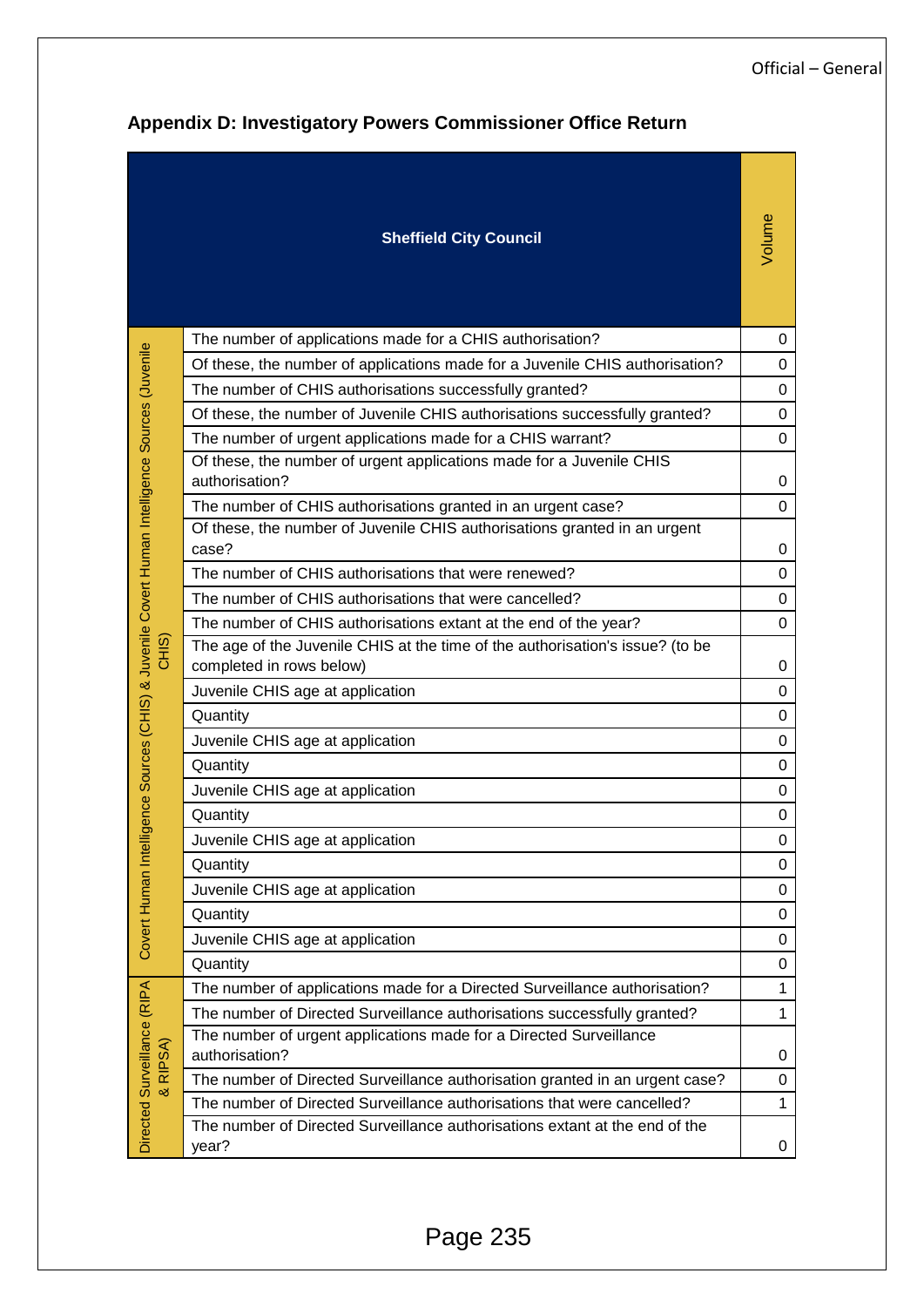## Appendix D: Investigatory Powers Commissioner Office Return

| | Sheffield City Council | Volume |
|---|---|---|
| Covert Human Intelligence Sources (CHIS) & Juvenile Covert Human Intelligence Sources (Juvenile CHIS) | The number of applications made for a CHIS authorisation? | 0 |
| | Of these, the number of applications made for a Juvenile CHIS authorisation? | 0 |
| | The number of CHIS authorisations successfully granted? | 0 |
| | Of these, the number of Juvenile CHIS authorisations successfully granted? | 0 |
| | The number of urgent applications made for a CHIS warrant? | 0 |
| | Of these, the number of urgent applications made for a Juvenile CHIS authorisation? | 0 |
| | The number of CHIS authorisations granted in an urgent case? | 0 |
| | Of these, the number of Juvenile CHIS authorisations granted in an urgent case? | 0 |
| | The number of CHIS authorisations that were renewed? | 0 |
| | The number of CHIS authorisations that were cancelled? | 0 |
| | The number of CHIS authorisations extant at the end of the year? | 0 |
| | The age of the Juvenile CHIS at the time of the authorisation's issue? (to be completed in rows below) | 0 |
| | Juvenile CHIS age at application | 0 |
| | Quantity | 0 |
| | Juvenile CHIS age at application | 0 |
| | Quantity | 0 |
| | Juvenile CHIS age at application | 0 |
| | Quantity | 0 |
| | Juvenile CHIS age at application | 0 |
| | Quantity | 0 |
| | Juvenile CHIS age at application | 0 |
| | Quantity | 0 |
| | Juvenile CHIS age at application | 0 |
| | Quantity | 0 |
| Directed Surveillance (RIPA & RIPSA) | The number of applications made for a Directed Surveillance authorisation? | 1 |
| | The number of Directed Surveillance authorisations successfully granted? | 1 |
| | The number of urgent applications made for a Directed Surveillance authorisation? | 0 |
| | The number of Directed Surveillance authorisation granted in an urgent case? | 0 |
| | The number of Directed Surveillance authorisations that were cancelled? | 1 |
| | The number of Directed Surveillance authorisations extant at the end of the year? | 0 |